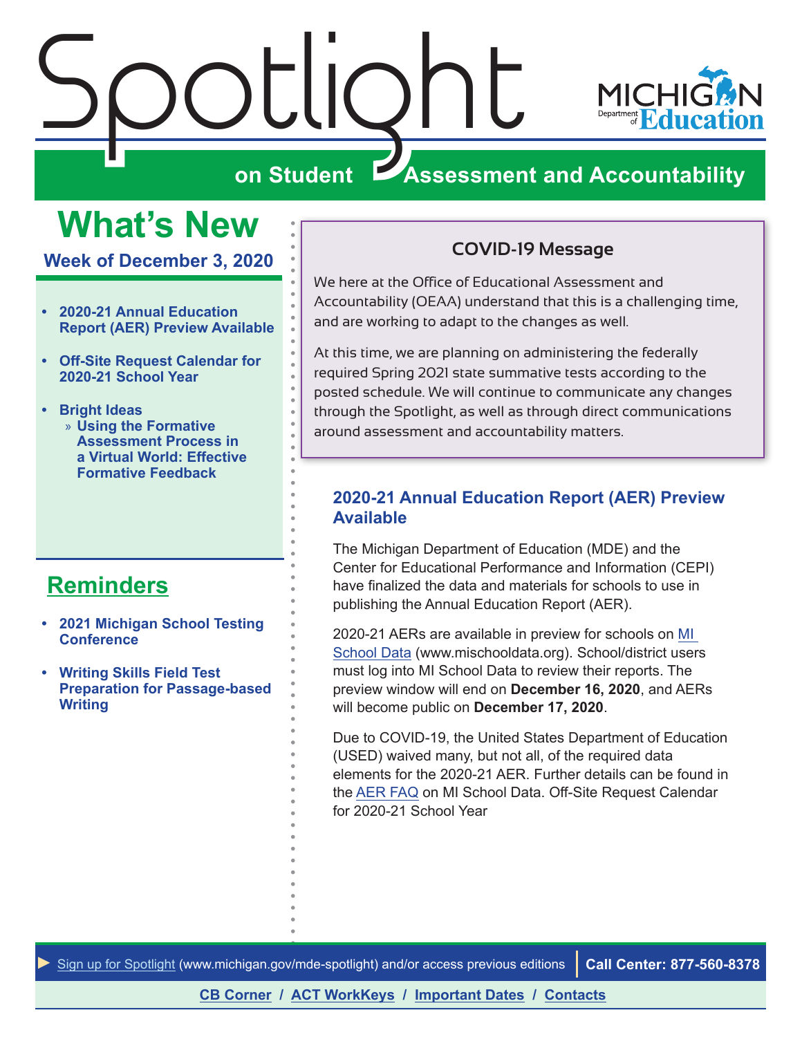# Spotlight on Student Assessment and Accountability

MICHIGAN Department of Education

## What's New

**Week of December 3, 2020**

- **2020-21 Annual Education Report (AER) Preview Available**
- **Off-Site Request Calendar for 2020-21 School Year**
- **Bright Ideas**
  - » **Using the Formative Assessment Process in a Virtual World: Effective Formative Feedback**

## Reminders

- **2021 Michigan School Testing Conference**
- **Writing Skills Field Test Preparation for Passage-based Writing**

### COVID-19 Message

We here at the Office of Educational Assessment and Accountability (OEAA) understand that this is a challenging time, and are working to adapt to the changes as well.

At this time, we are planning on administering the federally required Spring 2021 state summative tests according to the posted schedule. We will continue to communicate any changes through the Spotlight, as well as through direct communications around assessment and accountability matters.

### 2020-21 Annual Education Report (AER) Preview Available

The Michigan Department of Education (MDE) and the Center for Educational Performance and Information (CEPI) have finalized the data and materials for schools to use in publishing the Annual Education Report (AER).

2020-21 AERs are available in preview for schools on MI School Data (www.mischooldata.org). School/district users must log into MI School Data to review their reports. The preview window will end on **December 16, 2020**, and AERs will become public on **December 17, 2020**.

Due to COVID-19, the United States Department of Education (USED) waived many, but not all, of the required data elements for the 2020-21 AER. Further details can be found in the AER FAQ on MI School Data. Off-Site Request Calendar for 2020-21 School Year

► Sign up for Spotlight (www.michigan.gov/mde-spotlight) and/or access previous editions | **Call Center: 877-560-8378**

**CB Corner** / **ACT WorkKeys** / **Important Dates** / **Contacts**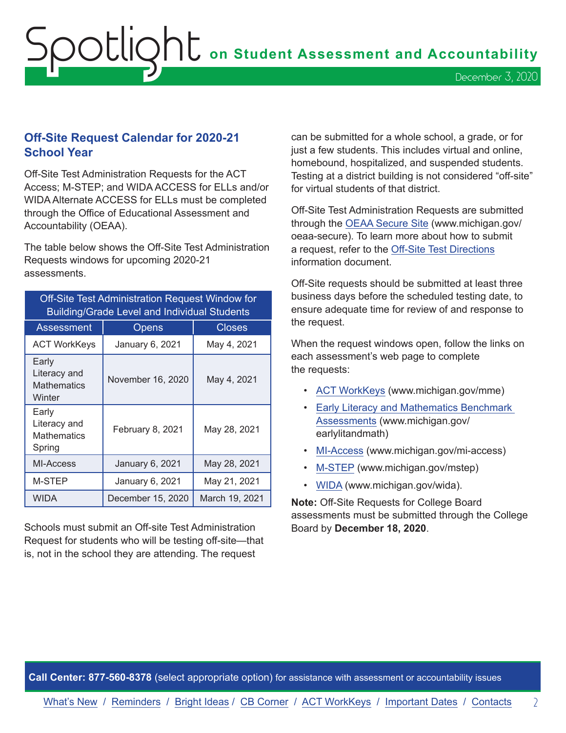## Off-Site Request Calendar for 2020-21 School Year

Off-Site Test Administration Requests for the ACT Access; M-STEP; and WIDA ACCESS for ELLs and/or WIDA Alternate ACCESS for ELLs must be completed through the Office of Educational Assessment and Accountability (OEAA).

The table below shows the Off-Site Test Administration Requests windows for upcoming 2020-21 assessments.

| Off-Site Test Administration Request Window for Building/Grade Level and Individual Students | | |
|---|---|---|
| **Assessment** | **Opens** | **Closes** |
| ACT WorkKeys | January 6, 2021 | May 4, 2021 |
| Early Literacy and Mathematics Winter | November 16, 2020 | May 4, 2021 |
| Early Literacy and Mathematics Spring | February 8, 2021 | May 28, 2021 |
| MI-Access | January 6, 2021 | May 28, 2021 |
| M-STEP | January 6, 2021 | May 21, 2021 |
| WIDA | December 15, 2020 | March 19, 2021 |

Schools must submit an Off-site Test Administration Request for students who will be testing off-site—that is, not in the school they are attending. The request can be submitted for a whole school, a grade, or for just a few students. This includes virtual and online, homebound, hospitalized, and suspended students. Testing at a district building is not considered "off-site" for virtual students of that district.

Off-Site Test Administration Requests are submitted through the OEAA Secure Site (www.michigan.gov/oeaa-secure). To learn more about how to submit a request, refer to the Off-Site Test Directions information document.

Off-Site requests should be submitted at least three business days before the scheduled testing date, to ensure adequate time for review of and response to the request.

When the request windows open, follow the links on each assessment's web page to complete the requests:

- ACT WorkKeys (www.michigan.gov/mme)
- Early Literacy and Mathematics Benchmark Assessments (www.michigan.gov/earlylitandmath)
- MI-Access (www.michigan.gov/mi-access)
- M-STEP (www.michigan.gov/mstep)
- WIDA (www.michigan.gov/wida).

**Note:** Off-Site Requests for College Board assessments must be submitted through the College Board by **December 18, 2020**.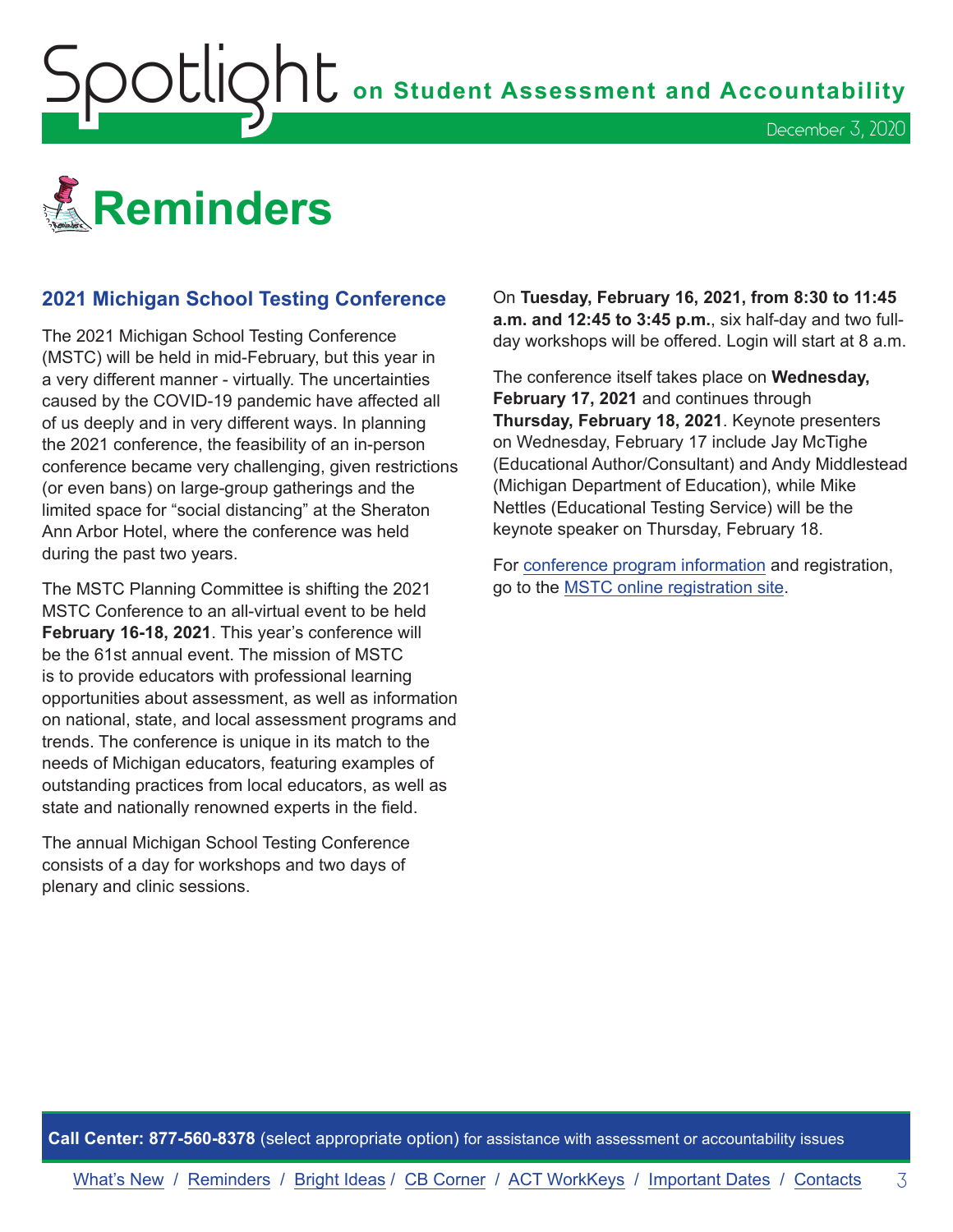# Reminders

## 2021 Michigan School Testing Conference

The 2021 Michigan School Testing Conference (MSTC) will be held in mid-February, but this year in a very different manner - virtually. The uncertainties caused by the COVID-19 pandemic have affected all of us deeply and in very different ways. In planning the 2021 conference, the feasibility of an in-person conference became very challenging, given restrictions (or even bans) on large-group gatherings and the limited space for "social distancing" at the Sheraton Ann Arbor Hotel, where the conference was held during the past two years.

The MSTC Planning Committee is shifting the 2021 MSTC Conference to an all-virtual event to be held **February 16-18, 2021**. This year's conference will be the 61st annual event. The mission of MSTC is to provide educators with professional learning opportunities about assessment, as well as information on national, state, and local assessment programs and trends. The conference is unique in its match to the needs of Michigan educators, featuring examples of outstanding practices from local educators, as well as state and nationally renowned experts in the field.

The annual Michigan School Testing Conference consists of a day for workshops and two days of plenary and clinic sessions.

On **Tuesday, February 16, 2021, from 8:30 to 11:45 a.m. and 12:45 to 3:45 p.m.**, six half-day and two full-day workshops will be offered. Login will start at 8 a.m.

The conference itself takes place on **Wednesday, February 17, 2021** and continues through **Thursday, February 18, 2021**. Keynote presenters on Wednesday, February 17 include Jay McTighe (Educational Author/Consultant) and Andy Middlestead (Michigan Department of Education), while Mike Nettles (Educational Testing Service) will be the keynote speaker on Thursday, February 18.

For conference program information and registration, go to the MSTC online registration site.

**Call Center: 877-560-8378** (select appropriate option) for assistance with assessment or accountability issues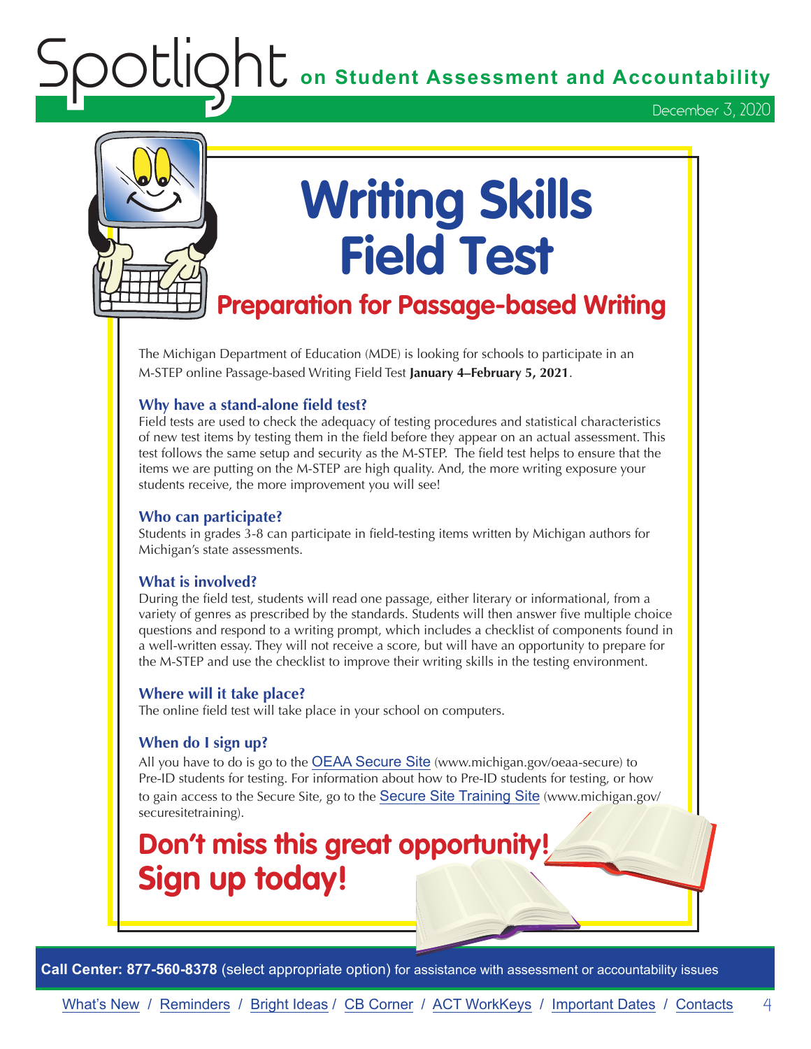# Writing Skills Field Test

## Preparation for Passage-based Writing

The Michigan Department of Education (MDE) is looking for schools to participate in an M-STEP online Passage-based Writing Field Test **January 4–February 5, 2021**.

### Why have a stand-alone field test?

Field tests are used to check the adequacy of testing procedures and statistical characteristics of new test items by testing them in the field before they appear on an actual assessment. This test follows the same setup and security as the M-STEP. The field test helps to ensure that the items we are putting on the M-STEP are high quality. And, the more writing exposure your students receive, the more improvement you will see!

### Who can participate?

Students in grades 3-8 can participate in field-testing items written by Michigan authors for Michigan's state assessments.

### What is involved?

During the field test, students will read one passage, either literary or informational, from a variety of genres as prescribed by the standards. Students will then answer five multiple choice questions and respond to a writing prompt, which includes a checklist of components found in a well-written essay. They will not receive a score, but will have an opportunity to prepare for the M-STEP and use the checklist to improve their writing skills in the testing environment.

### Where will it take place?

The online field test will take place in your school on computers.

### When do I sign up?

All you have to do is go to the OEAA Secure Site (www.michigan.gov/oeaa-secure) to Pre-ID students for testing. For information about how to Pre-ID students for testing, or how to gain access to the Secure Site, go to the Secure Site Training Site (www.michigan.gov/securesitetraining).

## Don't miss this great opportunity! Sign up today!

**Call Center: 877-560-8378** (select appropriate option) for assistance with assessment or accountability issues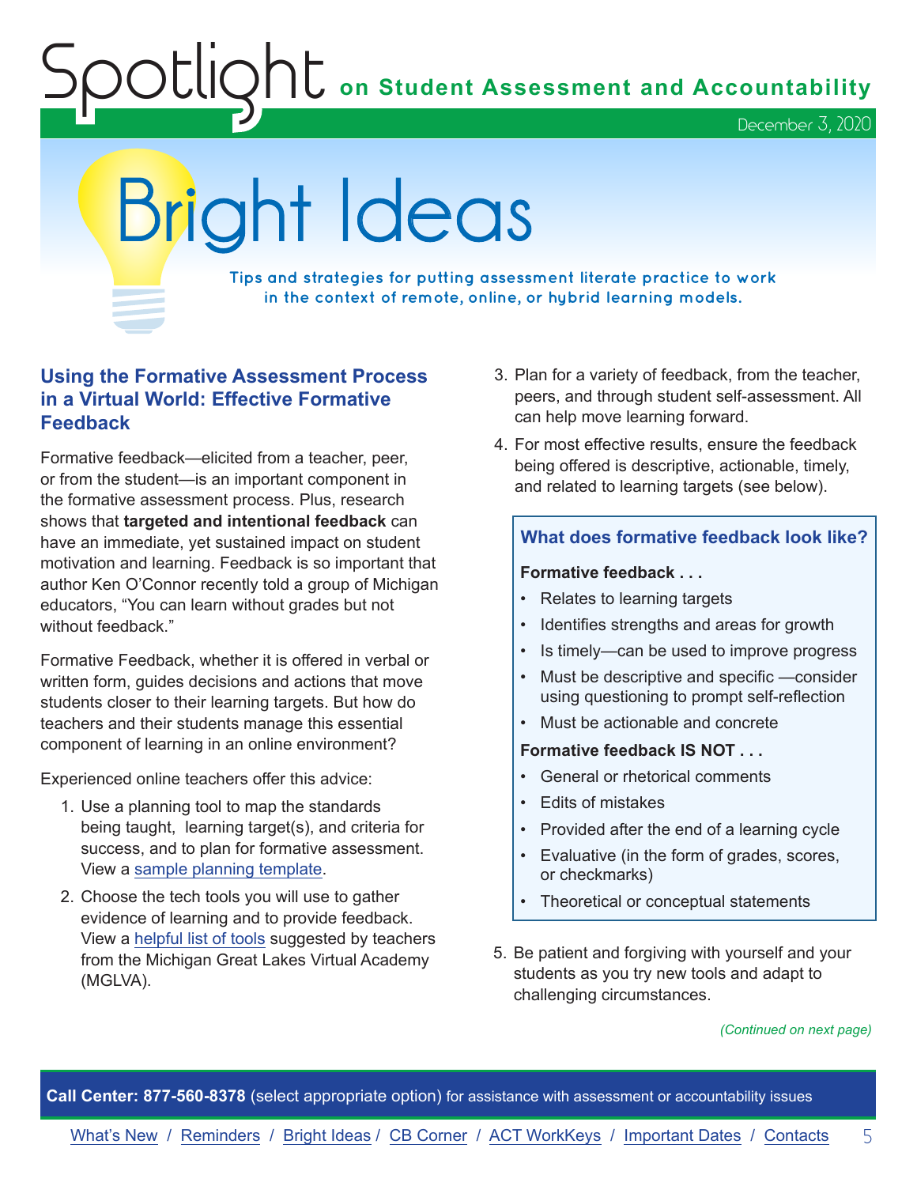# Bright Ideas

**Tips and strategies for putting assessment literate practice to work in the context of remote, online, or hybrid learning models.**

## Using the Formative Assessment Process in a Virtual World: Effective Formative Feedback

Formative feedback—elicited from a teacher, peer, or from the student—is an important component in the formative assessment process. Plus, research shows that **targeted and intentional feedback** can have an immediate, yet sustained impact on student motivation and learning. Feedback is so important that author Ken O'Connor recently told a group of Michigan educators, "You can learn without grades but not without feedback."

Formative Feedback, whether it is offered in verbal or written form, guides decisions and actions that move students closer to their learning targets. But how do teachers and their students manage this essential component of learning in an online environment?

Experienced online teachers offer this advice:

1. Use a planning tool to map the standards being taught, learning target(s), and criteria for success, and to plan for formative assessment. View a [sample planning template](#).
2. Choose the tech tools you will use to gather evidence of learning and to provide feedback. View a [helpful list of tools](#) suggested by teachers from the Michigan Great Lakes Virtual Academy (MGLVA).
3. Plan for a variety of feedback, from the teacher, peers, and through student self-assessment. All can help move learning forward.
4. For most effective results, ensure the feedback being offered is descriptive, actionable, timely, and related to learning targets (see below).

### What does formative feedback look like?

**Formative feedback . . .**

- Relates to learning targets
- Identifies strengths and areas for growth
- Is timely—can be used to improve progress
- Must be descriptive and specific —consider using questioning to prompt self-reflection
- Must be actionable and concrete

**Formative feedback IS NOT . . .**

- General or rhetorical comments
- Edits of mistakes
- Provided after the end of a learning cycle
- Evaluative (in the form of grades, scores, or checkmarks)
- Theoretical or conceptual statements

5. Be patient and forgiving with yourself and your students as you try new tools and adapt to challenging circumstances.

*(Continued on next page)*

**Call Center: 877-560-8378** (select appropriate option) for assistance with assessment or accountability issues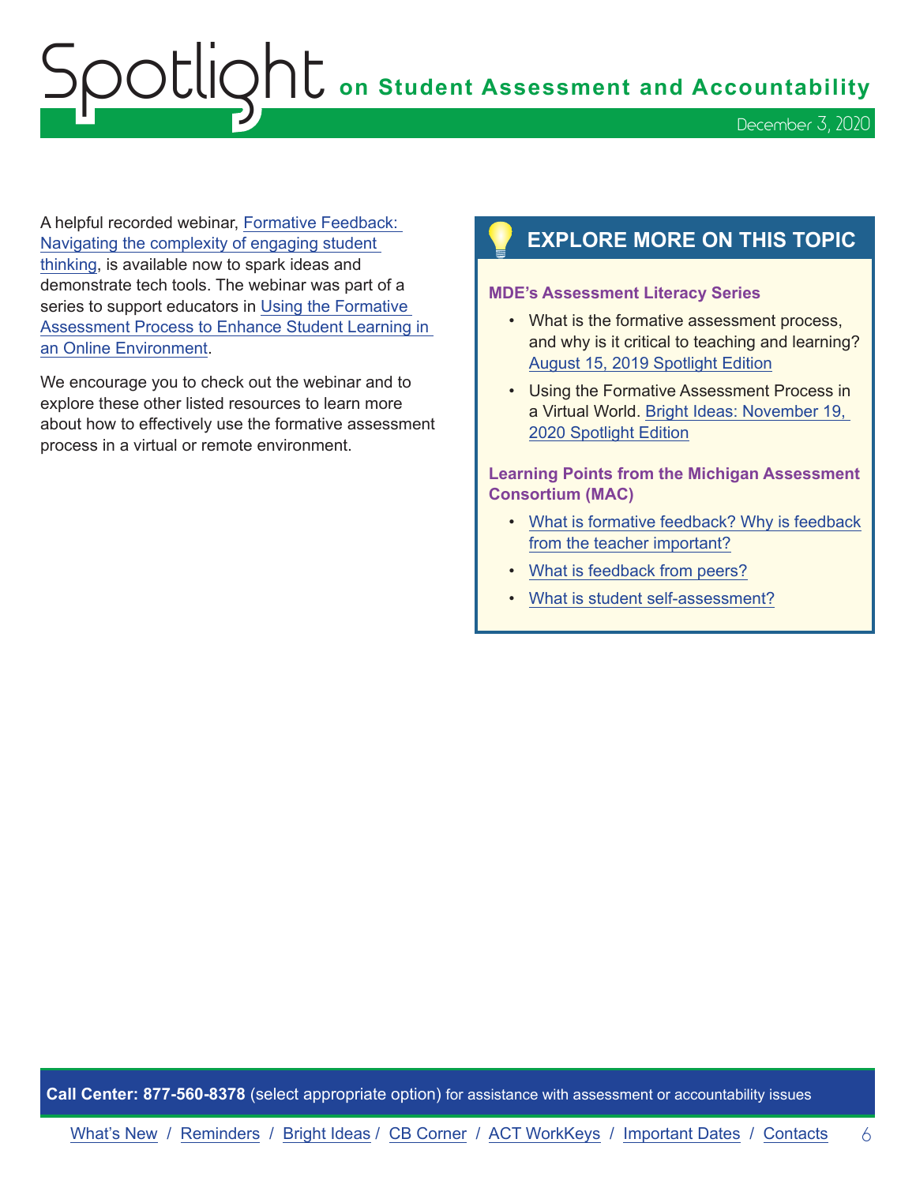A helpful recorded webinar, Formative Feedback: Navigating the complexity of engaging student thinking, is available now to spark ideas and demonstrate tech tools. The webinar was part of a series to support educators in Using the Formative Assessment Process to Enhance Student Learning in an Online Environment.

We encourage you to check out the webinar and to explore these other listed resources to learn more about how to effectively use the formative assessment process in a virtual or remote environment.

## EXPLORE MORE ON THIS TOPIC

**MDE's Assessment Literacy Series**

- What is the formative assessment process, and why is it critical to teaching and learning? August 15, 2019 Spotlight Edition
- Using the Formative Assessment Process in a Virtual World. Bright Ideas: November 19, 2020 Spotlight Edition

**Learning Points from the Michigan Assessment Consortium (MAC)**

- What is formative feedback? Why is feedback from the teacher important?
- What is feedback from peers?
- What is student self-assessment?

**Call Center: 877-560-8378** (select appropriate option) for assistance with assessment or accountability issues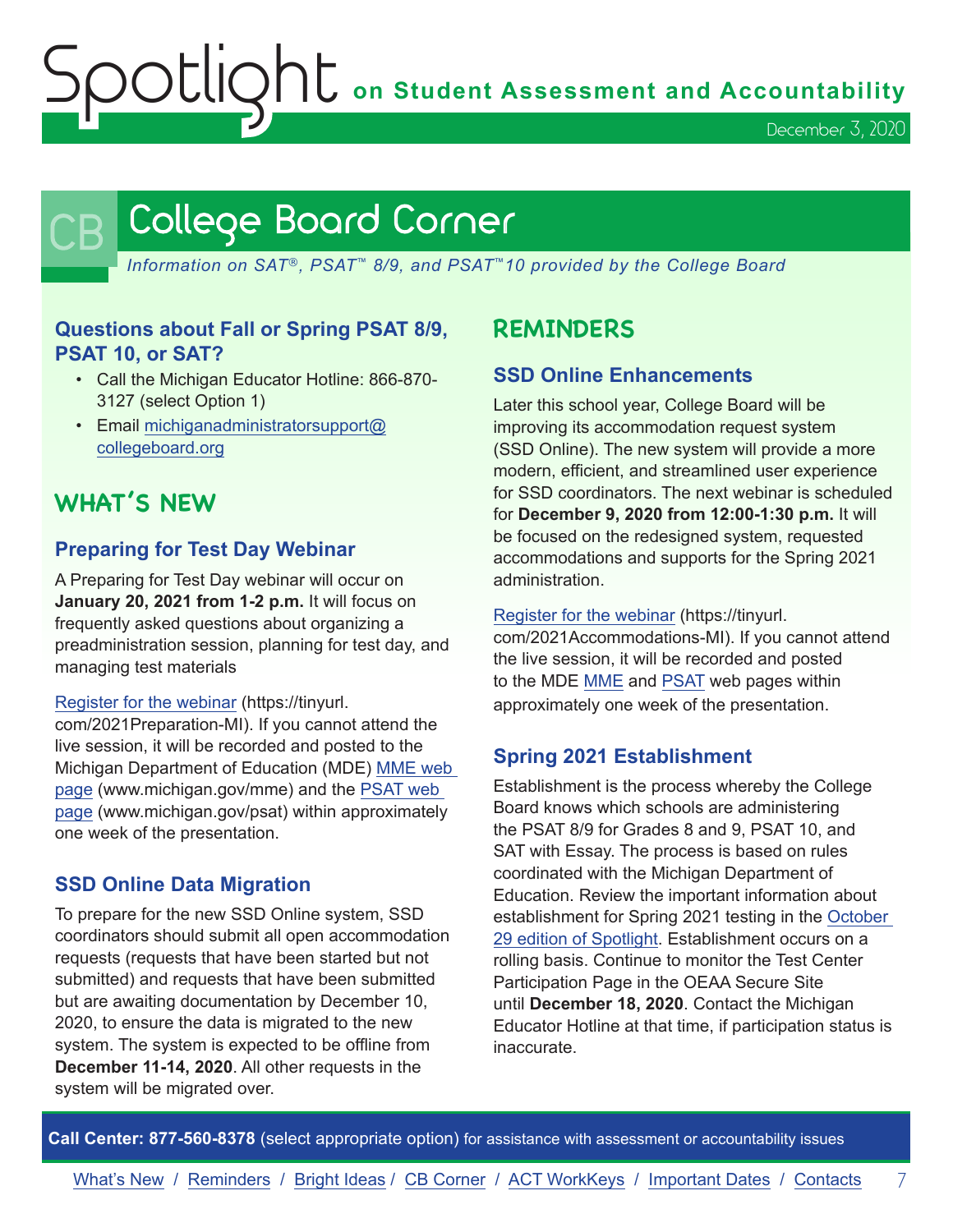# College Board Corner

*Information on SAT®, PSAT™ 8/9, and PSAT™10 provided by the College Board*

### Questions about Fall or Spring PSAT 8/9, PSAT 10, or SAT?

- Call the Michigan Educator Hotline: 866-870-3127 (select Option 1)
- Email michiganadministratorsupport@collegeboard.org

## WHAT'S NEW

### Preparing for Test Day Webinar

A Preparing for Test Day webinar will occur on **January 20, 2021 from 1-2 p.m.** It will focus on frequently asked questions about organizing a preadministration session, planning for test day, and managing test materials

Register for the webinar (https://tinyurl.com/2021Preparation-MI). If you cannot attend the live session, it will be recorded and posted to the Michigan Department of Education (MDE) MME web page (www.michigan.gov/mme) and the PSAT web page (www.michigan.gov/psat) within approximately one week of the presentation.

### SSD Online Data Migration

To prepare for the new SSD Online system, SSD coordinators should submit all open accommodation requests (requests that have been started but not submitted) and requests that have been submitted but are awaiting documentation by December 10, 2020, to ensure the data is migrated to the new system. The system is expected to be offline from **December 11-14, 2020**. All other requests in the system will be migrated over.

## REMINDERS

### SSD Online Enhancements

Later this school year, College Board will be improving its accommodation request system (SSD Online). The new system will provide a more modern, efficient, and streamlined user experience for SSD coordinators. The next webinar is scheduled for **December 9, 2020 from 12:00-1:30 p.m.** It will be focused on the redesigned system, requested accommodations and supports for the Spring 2021 administration.

Register for the webinar (https://tinyurl.com/2021Accommodations-MI). If you cannot attend the live session, it will be recorded and posted to the MDE MME and PSAT web pages within approximately one week of the presentation.

### Spring 2021 Establishment

Establishment is the process whereby the College Board knows which schools are administering the PSAT 8/9 for Grades 8 and 9, PSAT 10, and SAT with Essay. The process is based on rules coordinated with the Michigan Department of Education. Review the important information about establishment for Spring 2021 testing in the October 29 edition of Spotlight. Establishment occurs on a rolling basis. Continue to monitor the Test Center Participation Page in the OEAA Secure Site until **December 18, 2020**. Contact the Michigan Educator Hotline at that time, if participation status is inaccurate.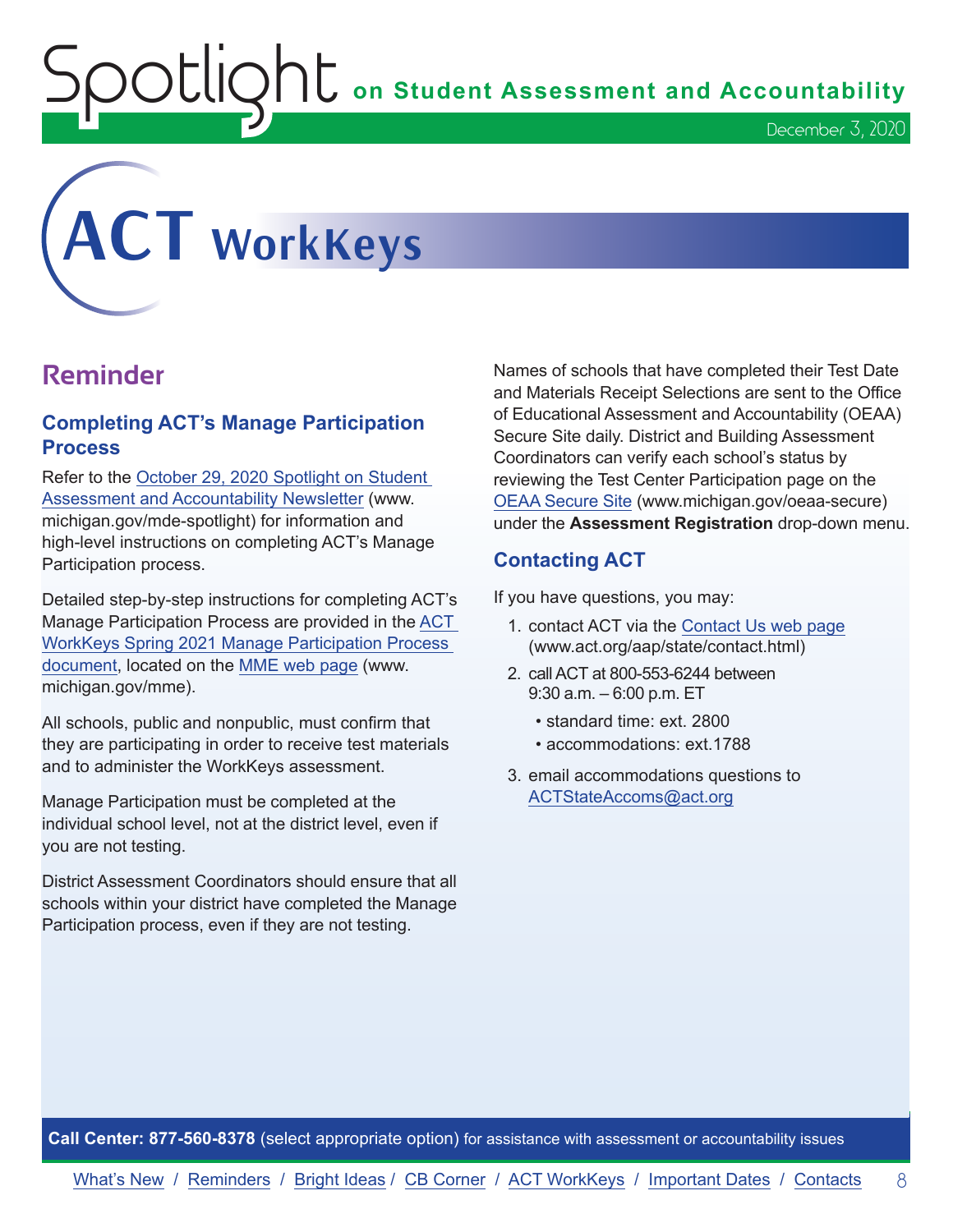# ACT WorkKeys

## Reminder

### Completing ACT's Manage Participation Process

Refer to the October 29, 2020 Spotlight on Student Assessment and Accountability Newsletter (www.michigan.gov/mde-spotlight) for information and high-level instructions on completing ACT's Manage Participation process.

Detailed step-by-step instructions for completing ACT's Manage Participation Process are provided in the ACT WorkKeys Spring 2021 Manage Participation Process document, located on the MME web page (www.michigan.gov/mme).

All schools, public and nonpublic, must confirm that they are participating in order to receive test materials and to administer the WorkKeys assessment.

Manage Participation must be completed at the individual school level, not at the district level, even if you are not testing.

District Assessment Coordinators should ensure that all schools within your district have completed the Manage Participation process, even if they are not testing.

Names of schools that have completed their Test Date and Materials Receipt Selections are sent to the Office of Educational Assessment and Accountability (OEAA) Secure Site daily. District and Building Assessment Coordinators can verify each school's status by reviewing the Test Center Participation page on the OEAA Secure Site (www.michigan.gov/oeaa-secure) under the **Assessment Registration** drop-down menu.

### Contacting ACT

If you have questions, you may:

1. contact ACT via the Contact Us web page (www.act.org/aap/state/contact.html)
2. call ACT at 800-553-6244 between 9:30 a.m. – 6:00 p.m. ET
   - standard time: ext. 2800
   - accommodations: ext.1788
3. email accommodations questions to ACTStateAccoms@act.org

**Call Center: 877-560-8378** (select appropriate option) for assistance with assessment or accountability issues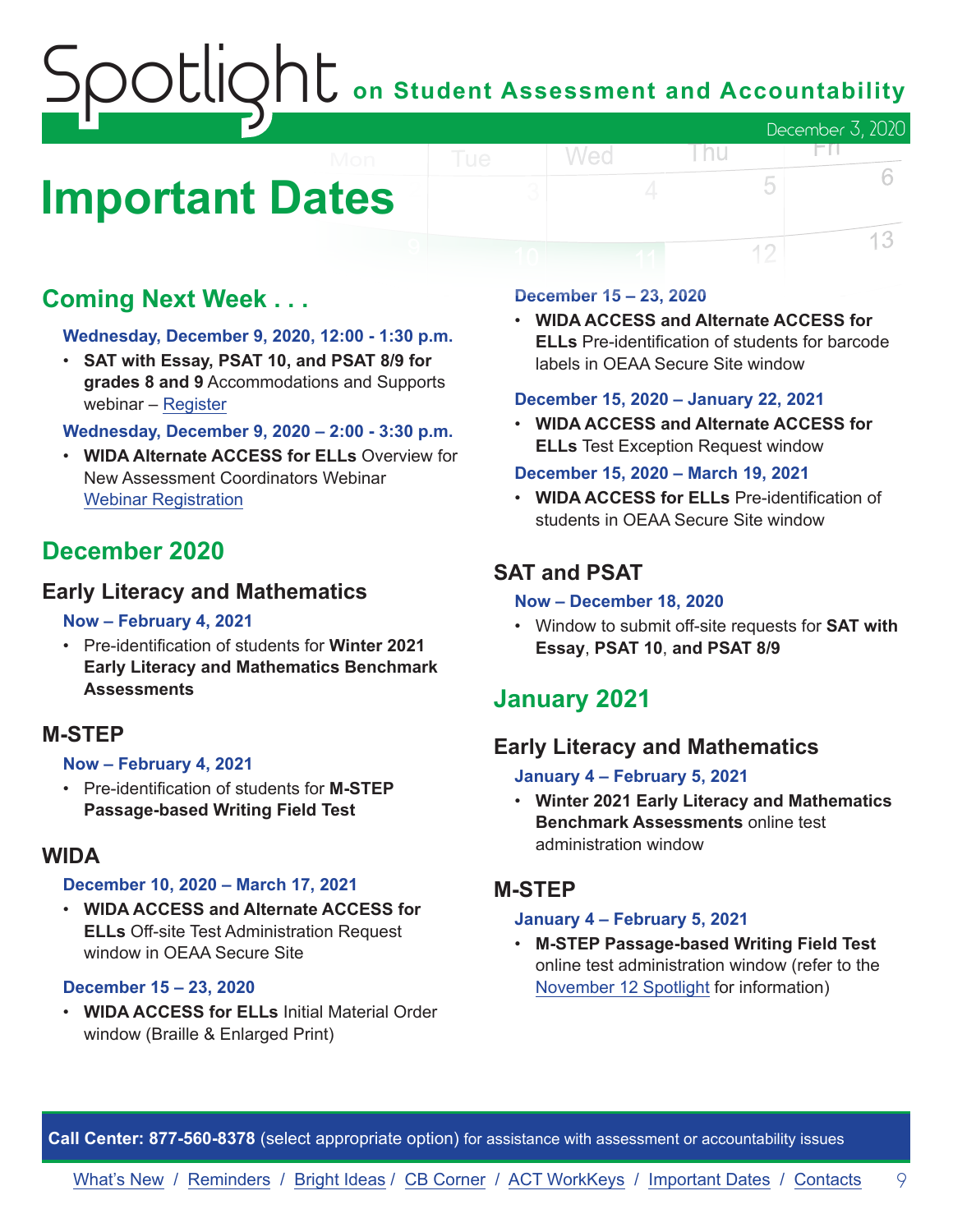# Important Dates

## Coming Next Week . . .

**Wednesday, December 9, 2020, 12:00 - 1:30 p.m.**

- **SAT with Essay, PSAT 10, and PSAT 8/9 for grades 8 and 9** Accommodations and Supports webinar – Register

**Wednesday, December 9, 2020 – 2:00 - 3:30 p.m.**

- **WIDA Alternate ACCESS for ELLs** Overview for New Assessment Coordinators Webinar Webinar Registration

## December 2020

### Early Literacy and Mathematics

**Now – February 4, 2021**

- Pre-identification of students for **Winter 2021 Early Literacy and Mathematics Benchmark Assessments**

### M-STEP

**Now – February 4, 2021**

- Pre-identification of students for **M-STEP Passage-based Writing Field Test**

### WIDA

**December 10, 2020 – March 17, 2021**

- **WIDA ACCESS and Alternate ACCESS for ELLs** Off-site Test Administration Request window in OEAA Secure Site

**December 15 – 23, 2020**

- **WIDA ACCESS for ELLs** Initial Material Order window (Braille & Enlarged Print)

**December 15 – 23, 2020**

- **WIDA ACCESS and Alternate ACCESS for ELLs** Pre-identification of students for barcode labels in OEAA Secure Site window

**December 15, 2020 – January 22, 2021**

- **WIDA ACCESS and Alternate ACCESS for ELLs** Test Exception Request window

**December 15, 2020 – March 19, 2021**

- **WIDA ACCESS for ELLs** Pre-identification of students in OEAA Secure Site window

### SAT and PSAT

**Now – December 18, 2020**

- Window to submit off-site requests for **SAT with Essay**, **PSAT 10**, and **PSAT 8/9**

## January 2021

### Early Literacy and Mathematics

**January 4 – February 5, 2021**

- **Winter 2021 Early Literacy and Mathematics Benchmark Assessments** online test administration window

### M-STEP

**January 4 – February 5, 2021**

- **M-STEP Passage-based Writing Field Test** online test administration window (refer to the November 12 Spotlight for information)

**Call Center: 877-560-8378** (select appropriate option) for assistance with assessment or accountability issues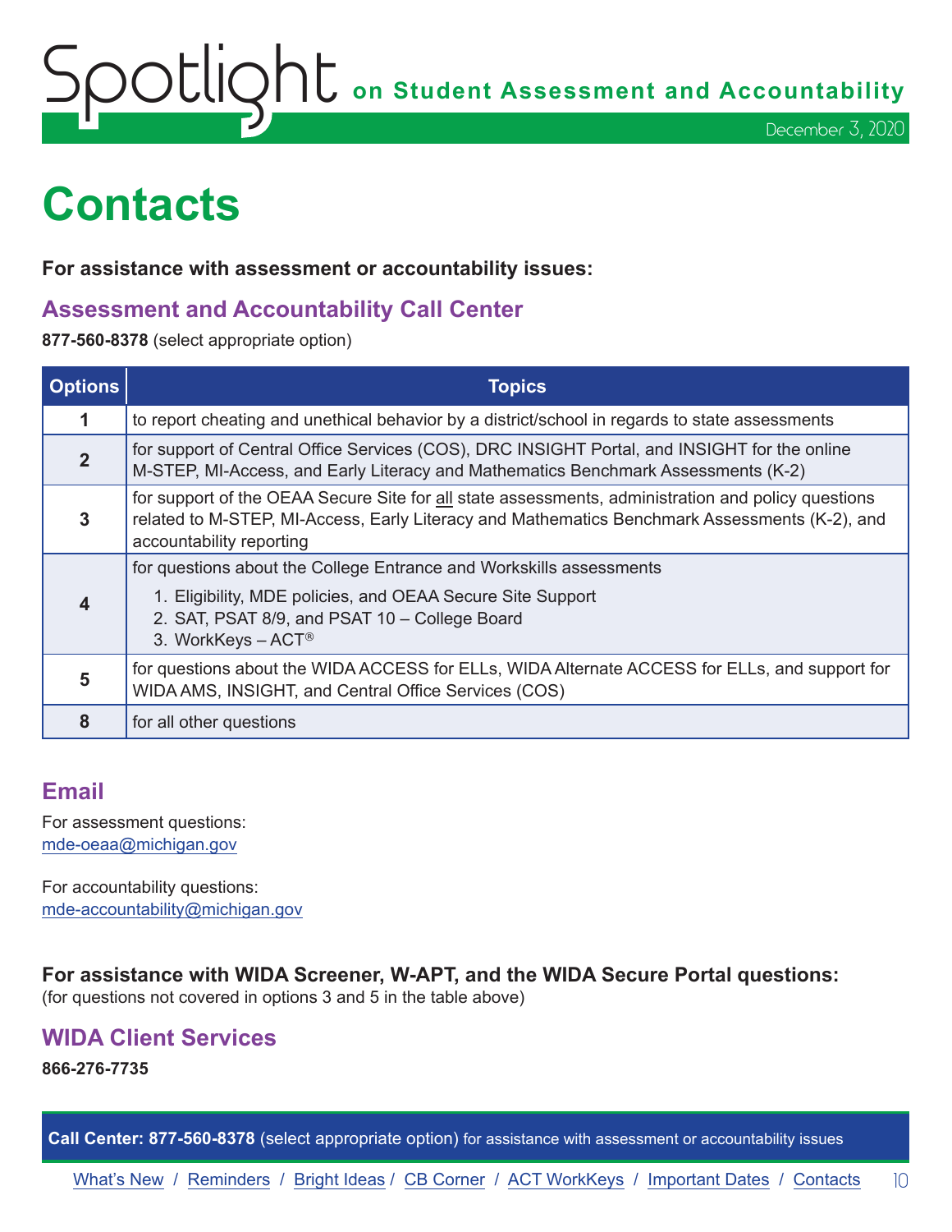# Contacts

**For assistance with assessment or accountability issues:**

## Assessment and Accountability Call Center

**877-560-8378** (select appropriate option)

| Options | Topics |
|---|---|
| **1** | to report cheating and unethical behavior by a district/school in regards to state assessments |
| **2** | for support of Central Office Services (COS), DRC INSIGHT Portal, and INSIGHT for the online M-STEP, MI-Access, and Early Literacy and Mathematics Benchmark Assessments (K-2) |
| **3** | for support of the OEAA Secure Site for all state assessments, administration and policy questions related to M-STEP, MI-Access, Early Literacy and Mathematics Benchmark Assessments (K-2), and accountability reporting |
| **4** | for questions about the College Entrance and Workskills assessments<br>1. Eligibility, MDE policies, and OEAA Secure Site Support<br>2. SAT, PSAT 8/9, and PSAT 10 – College Board<br>3. WorkKeys – ACT® |
| **5** | for questions about the WIDA ACCESS for ELLs, WIDA Alternate ACCESS for ELLs, and support for WIDA AMS, INSIGHT, and Central Office Services (COS) |
| **8** | for all other questions |

## Email

For assessment questions:
mde-oeaa@michigan.gov

For accountability questions:
mde-accountability@michigan.gov

**For assistance with WIDA Screener, W-APT, and the WIDA Secure Portal questions:**
(for questions not covered in options 3 and 5 in the table above)

## WIDA Client Services

**866-276-7735**